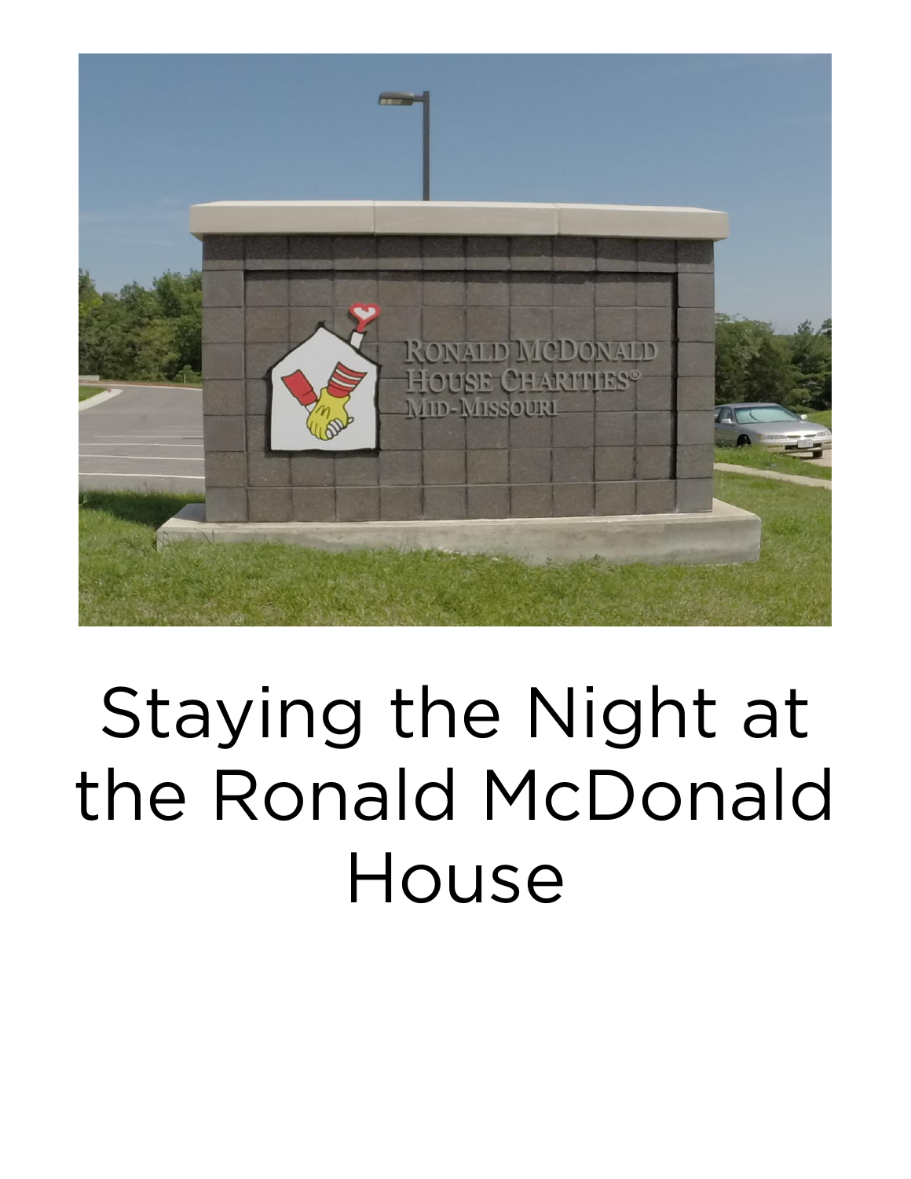# Staying the Night at the Ronald McDonald House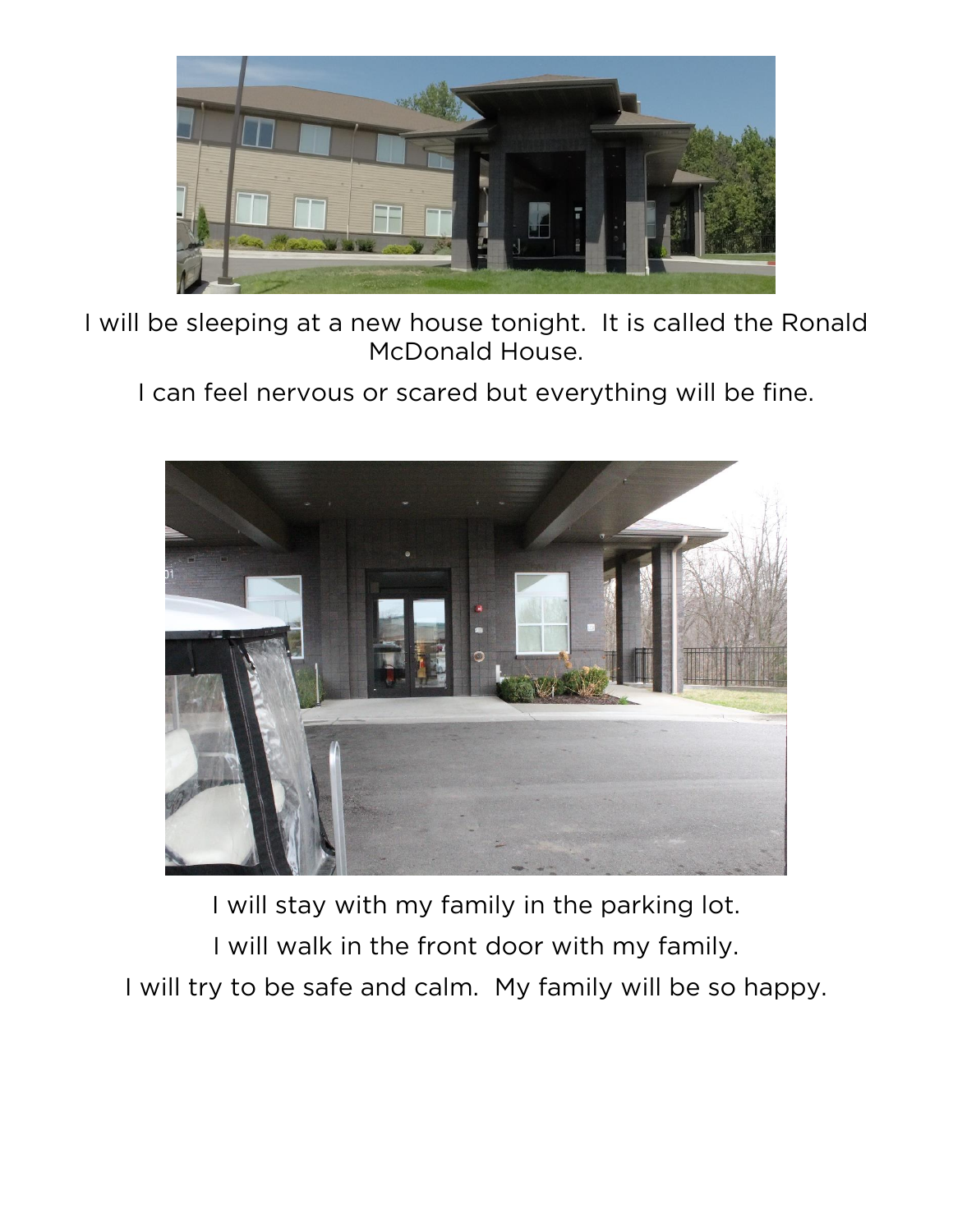I will be sleeping at a new house tonight. It is called the Ronald McDonald House.

I can feel nervous or scared but everything will be fine.

I will stay with my family in the parking lot.

I will walk in the front door with my family.

I will try to be safe and calm. My family will be so happy.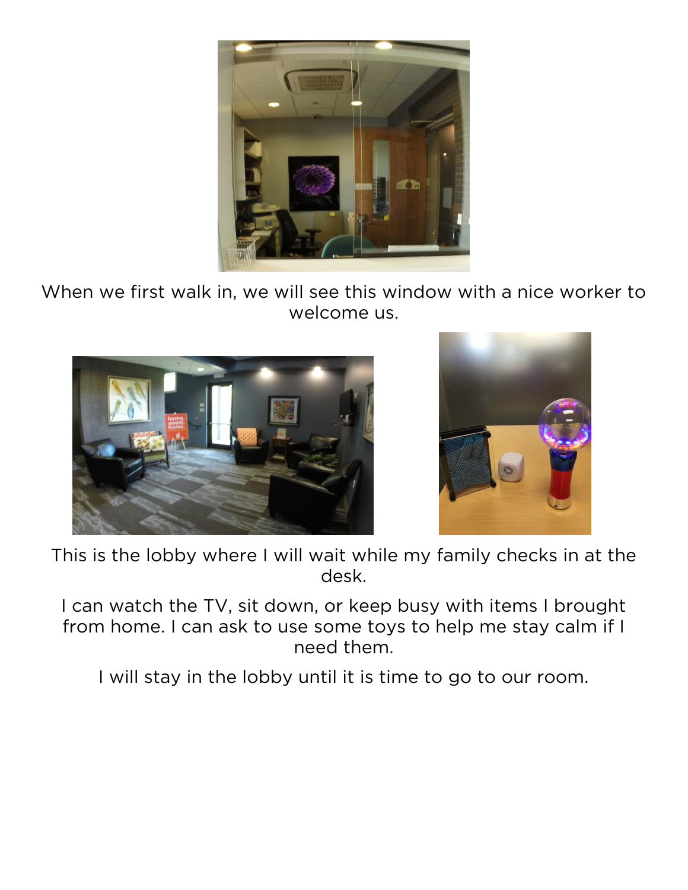When we first walk in, we will see this window with a nice worker to welcome us.

This is the lobby where I will wait while my family checks in at the desk.

I can watch the TV, sit down, or keep busy with items I brought from home. I can ask to use some toys to help me stay calm if I need them.

I will stay in the lobby until it is time to go to our room.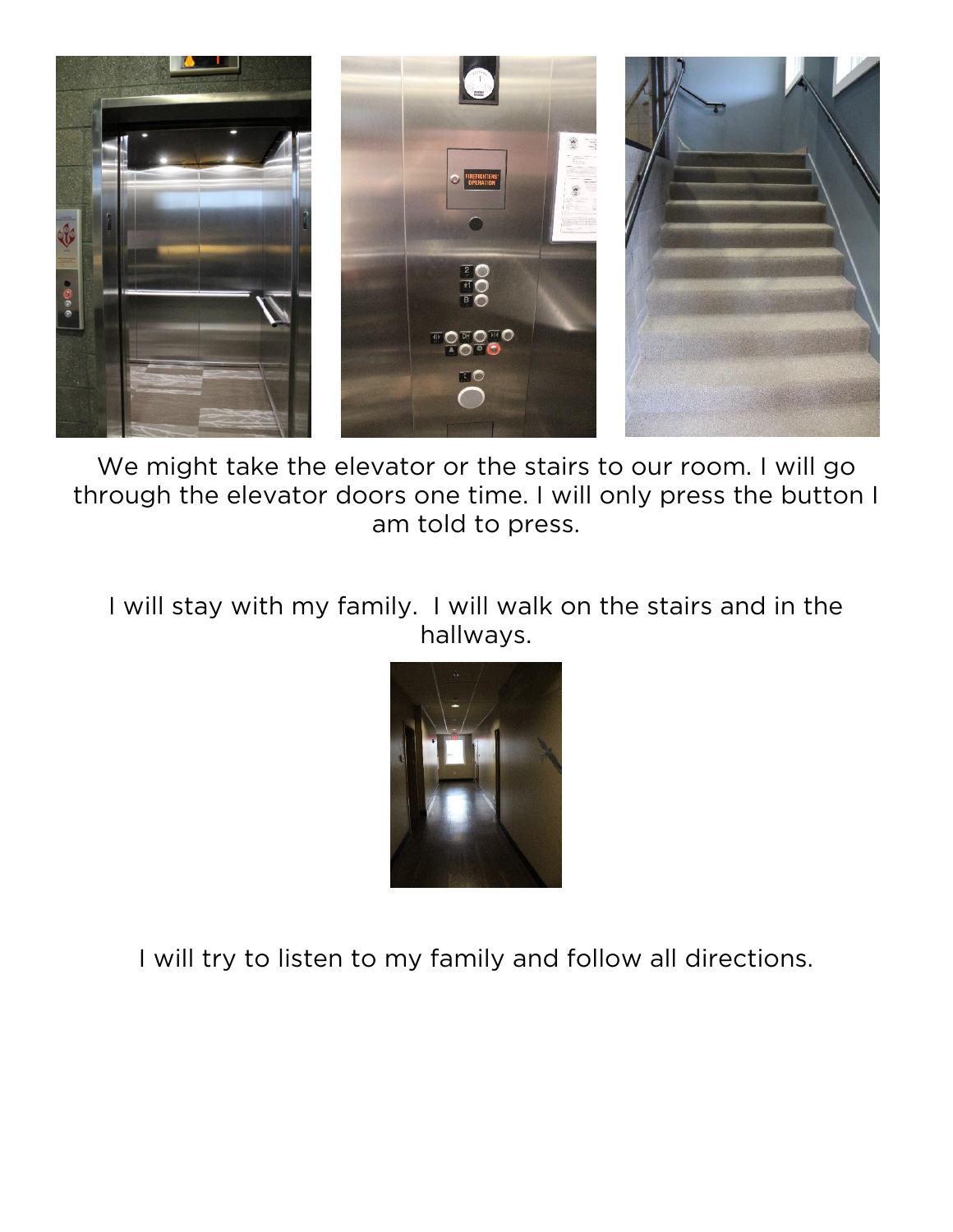We might take the elevator or the stairs to our room. I will go through the elevator doors one time. I will only press the button I am told to press.

I will stay with my family. I will walk on the stairs and in the hallways.

I will try to listen to my family and follow all directions.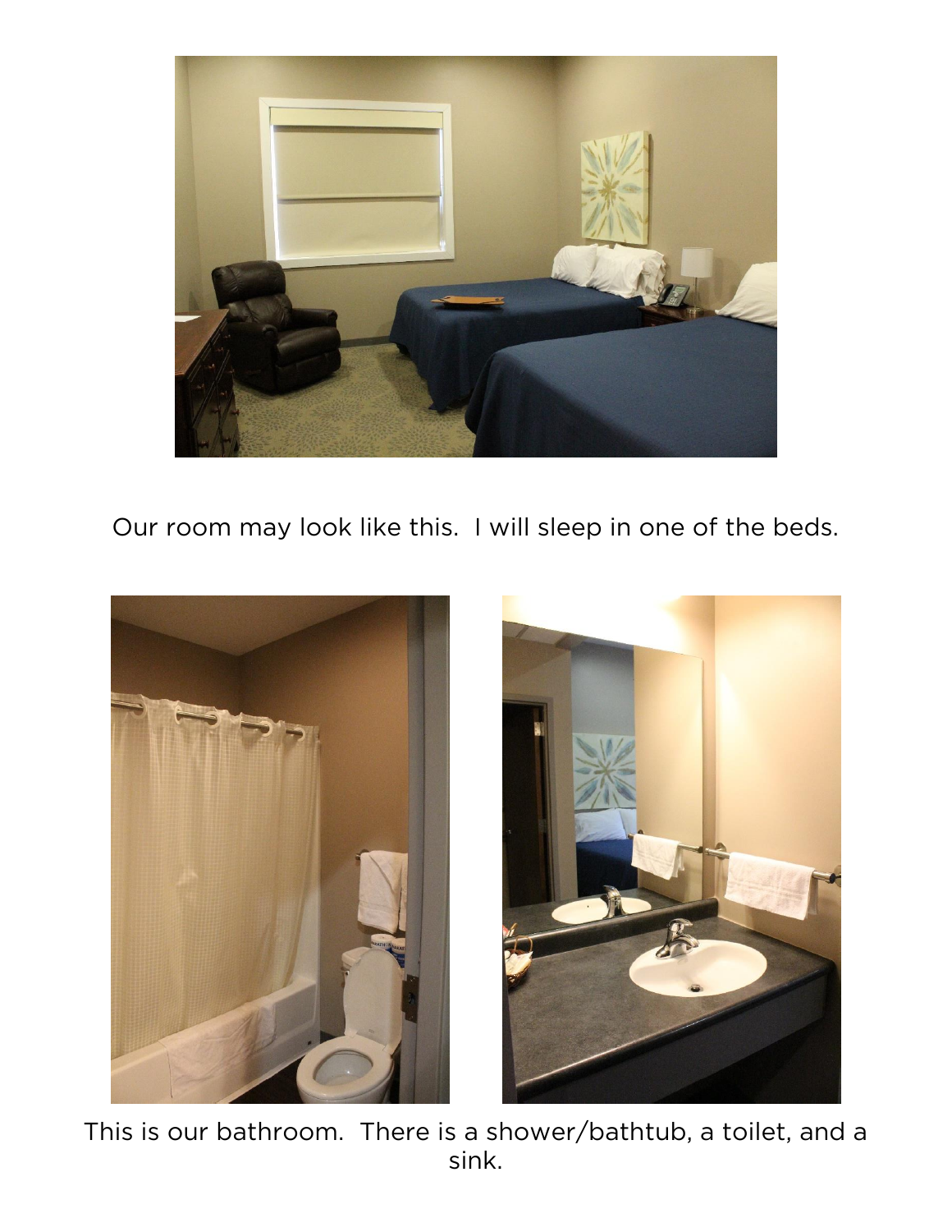Our room may look like this.  I will sleep in one of the beds.

This is our bathroom.  There is a shower/bathtub, a toilet, and a sink.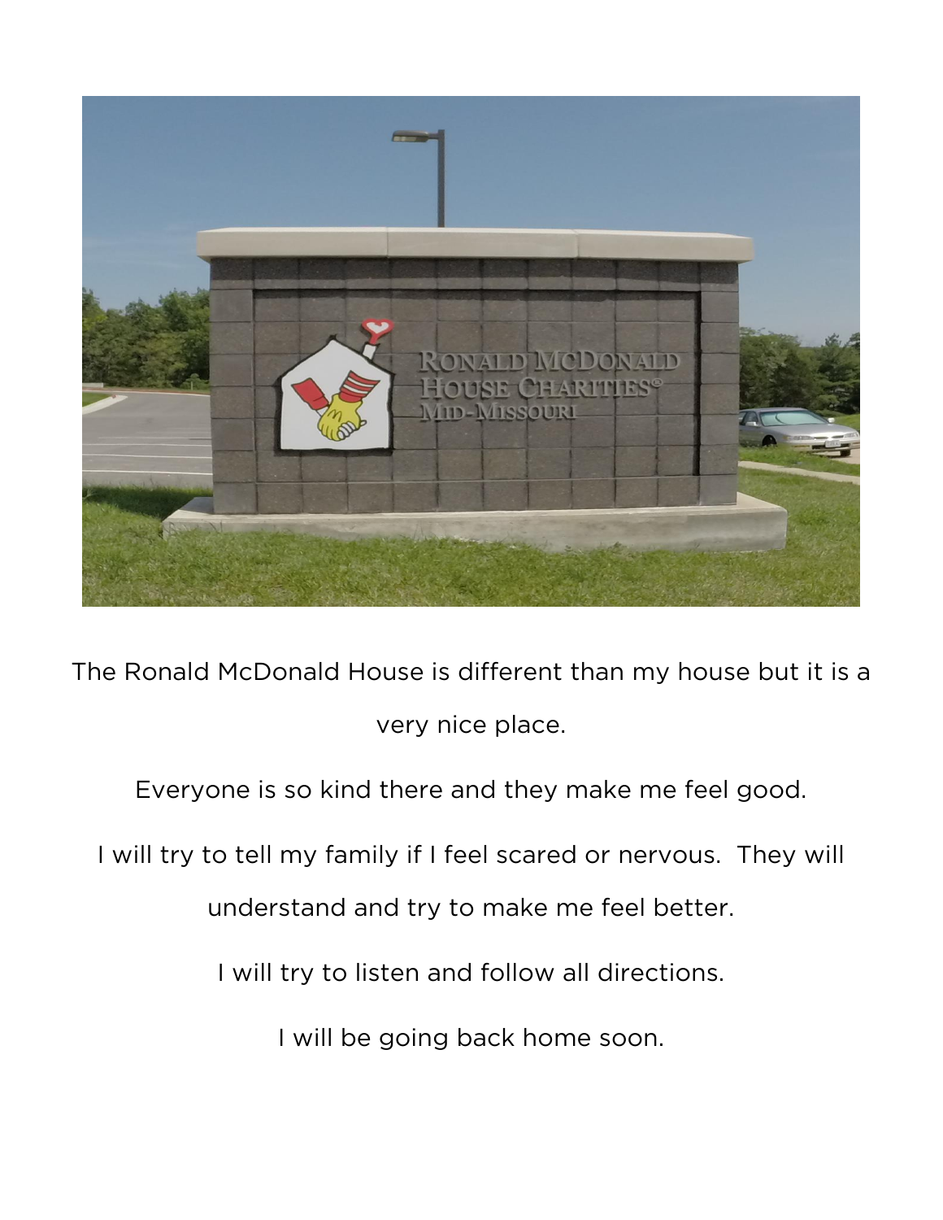The Ronald McDonald House is different than my house but it is a very nice place.

Everyone is so kind there and they make me feel good.

I will try to tell my family if I feel scared or nervous. They will understand and try to make me feel better.

I will try to listen and follow all directions.

I will be going back home soon.